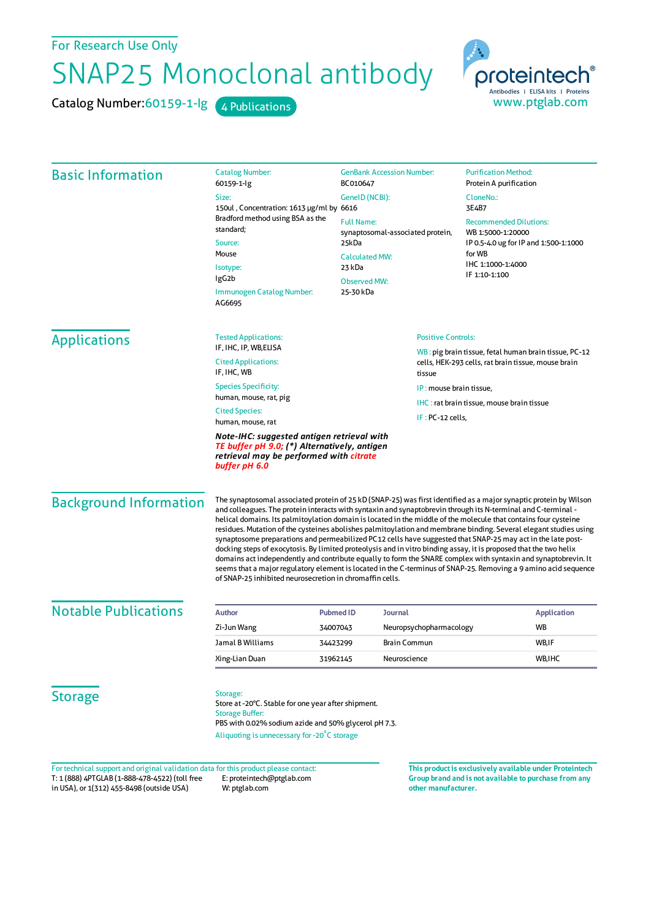For Research Use Only

# SNAP25 Monoclonal antibody

**Catalog Number:** 60159-1-Ig 4 Publications

proteintech® Antibodies | ELISA kits | Proteins
www.ptglab.com

## Basic Information

**Catalog Number:**
60159-1-Ig

**Size:**
150ul , Concentration: 1613 μg/ml by Bradford method using BSA as the standard;

**Source:**
Mouse

**Isotype:**
IgG2b

**Immunogen Catalog Number:**
AG6695

**GenBank Accession Number:**
BC010647

**GeneID (NCBI):**
6616

**Full Name:**
synaptosomal-associated protein, 25kDa

**Calculated MW:**
23 kDa

**Observed MW:**
25-30 kDa

**Purification Method:**
Protein A purification

**CloneNo.:**
3E4B7

**Recommended Dilutions:**
WB 1:5000-1:20000
IP 0.5-4.0 ug for IP and 1:500-1:1000 for WB
IHC 1:1000-1:4000
IF 1:10-1:100

## Applications

**Tested Applications:**
IF, IHC, IP, WB,ELISA

**Cited Applications:**
IF, IHC, WB

**Species Specificity:**
human, mouse, rat, pig

**Cited Species:**
human, mouse, rat

***Note-IHC: suggested antigen retrieval with TE buffer pH 9.0; (\*) Alternatively, antigen retrieval may be performed with citrate buffer pH 6.0***

**Positive Controls:**

WB : pig brain tissue, fetal human brain tissue, PC-12 cells, HEK-293 cells, rat brain tissue, mouse brain tissue

IP : mouse brain tissue,

IHC : rat brain tissue, mouse brain tissue

IF : PC-12 cells,

## Background Information

The synaptosomal associated protein of 25 kD (SNAP-25) was first identified as a major synaptic protein by Wilson and colleagues. The protein interacts with syntaxin and synaptobrevin through its N-terminal and C-terminal -helical domains. Its palmitoylation domain is located in the middle of the molecule that contains four cysteine residues. Mutation of the cysteines abolishes palmitoylation and membrane binding. Several elegant studies using synaptosome preparations and permeabilized PC12 cells have suggested that SNAP-25 may act in the late post-docking steps of exocytosis. By limited proteolysis and in vitro binding assay, it is proposed that the two helix domains act independently and contribute equally to form the SNARE complex with syntaxin and synaptobrevin. It seems that a major regulatory element is located in the C-terminus of SNAP-25. Removing a 9 amino acid sequence of SNAP-25 inhibited neurosecretion in chromaffin cells.

## Notable Publications

| Author | Pubmed ID | Journal | Application |
|---|---|---|---|
| Zi-Jun Wang | 34007043 | Neuropsychopharmacology | WB |
| Jamal B Williams | 34423299 | Brain Commun | WB,IF |
| Xing-Lian Duan | 31962145 | Neuroscience | WB,IHC |

## Storage

**Storage:**
Store at -20°C. Stable for one year after shipment.

**Storage Buffer:**
PBS with 0.02% sodium azide and 50% glycerol pH 7.3.

Aliquoting is unnecessary for -20°C storage

For technical support and original validation data for this product please contact:
T: 1 (888) 4PTGLAB (1-888-478-4522) (toll free in USA), or 1(312) 455-8498 (outside USA)
E: proteintech@ptglab.com
W: ptglab.com

**This product is exclusively available under Proteintech Group brand and is not available to purchase from any other manufacturer.**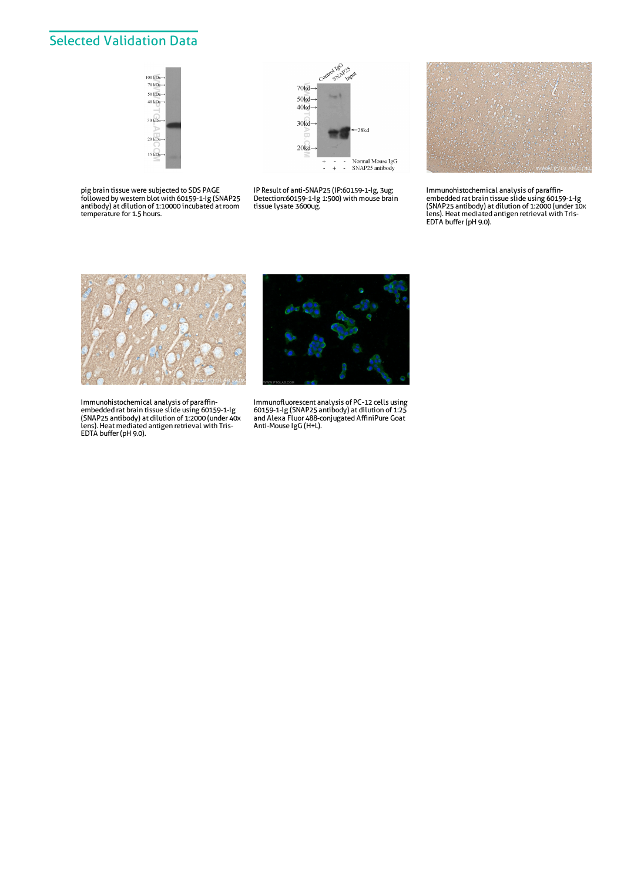## Selected Validation Data

100 kDa→
70 kDa→
50 kDa→
40 kDa→
30 kDa→
20 kDa→
15 kDa→

pig brain tissue were subjected to SDS PAGE followed by western blot with 60159-1-Ig (SNAP25 antibody) at dilution of 1:10000 incubated at room temperature for 1.5 hours.

Control IgG
SNAP25
Input
70kd→
50kd→
40kd→
30kd→
←28kd
20kd→
+ - - Normal Mouse IgG
- + - SNAP25 antibody

IP Result of anti-SNAP25 (IP:60159-1-Ig, 3ug; Detection:60159-1-Ig 1:500) with mouse brain tissue lysate 3600ug.

Immunohistochemical analysis of paraffin-embedded rat brain tissue slide using 60159-1-Ig (SNAP25 antibody) at dilution of 1:2000 (under 10x lens). Heat mediated antigen retrieval with Tris-EDTA buffer (pH 9.0).

Immunohistochemical analysis of paraffin-embedded rat brain tissue slide using 60159-1-Ig (SNAP25 antibody) at dilution of 1:2000 (under 40x lens). Heat mediated antigen retrieval with Tris-EDTA buffer (pH 9.0).

Immunofluorescent analysis of PC-12 cells using 60159-1-Ig (SNAP25 antibody) at dilution of 1:25 and Alexa Fluor 488-conjugated AffiniPure Goat Anti-Mouse IgG (H+L).